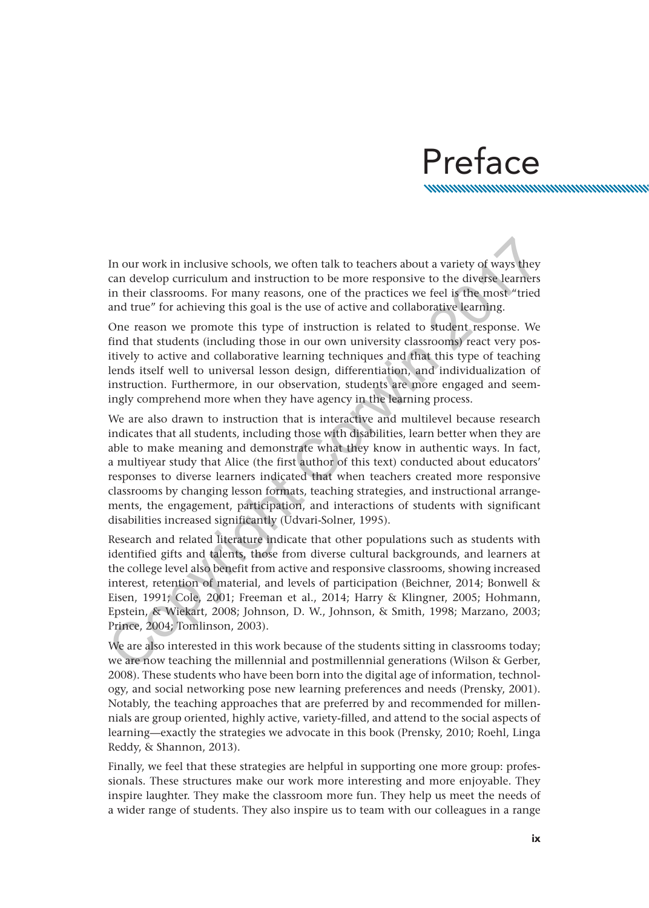# Preface

In our work in inclusive schools, we often talk to teachers about a variety of ways they can develop curriculum and instruction to be more responsive to the diverse learners in their classrooms. For many reasons, one of the practices we feel is the most "tried and true" for achieving this goal is the use of active and collaborative learning.

One reason we promote this type of instruction is related to student response. We find that students (including those in our own university classrooms) react very positively to active and collaborative learning techniques and that this type of teaching lends itself well to universal lesson design, differentiation, and individualization of instruction. Furthermore, in our observation, students are more engaged and seemingly comprehend more when they have agency in the learning process.

We are also drawn to instruction that is interactive and multilevel because research indicates that all students, including those with disabilities, learn better when they are able to make meaning and demonstrate what they know in authentic ways. In fact, a multiyear study that Alice (the first author of this text) conducted about educators' responses to diverse learners indicated that when teachers created more responsive classrooms by changing lesson formats, teaching strategies, and instructional arrangements, the engagement, participation, and interactions of students with significant disabilities increased significantly (Udvari-Solner, 1995).

Research and related literature indicate that other populations such as students with identified gifts and talents, those from diverse cultural backgrounds, and learners at the college level also benefit from active and responsive classrooms, showing increased interest, retention of material, and levels of participation (Beichner, 2014; Bonwell & Eisen, 1991; Cole, 2001; Freeman et al., 2014; Harry & Klingner, 2005; Hohmann, Epstein, & Wiekart, 2008; Johnson, D. W., Johnson, & Smith, 1998; Marzano, 2003; Prince, 2004; Tomlinson, 2003).

We are also interested in this work because of the students sitting in classrooms today; we are now teaching the millennial and postmillennial generations (Wilson & Gerber, 2008). These students who have been born into the digital age of information, technology, and social networking pose new learning preferences and needs (Prensky, 2001). Notably, the teaching approaches that are preferred by and recommended for millennials are group oriented, highly active, variety-filled, and attend to the social aspects of learning—exactly the strategies we advocate in this book (Prensky, 2010; Roehl, Linga Reddy, & Shannon, 2013).

Finally, we feel that these strategies are helpful in supporting one more group: professionals. These structures make our work more interesting and more enjoyable. They inspire laughter. They make the classroom more fun. They help us meet the needs of a wider range of students. They also inspire us to team with our colleagues in a range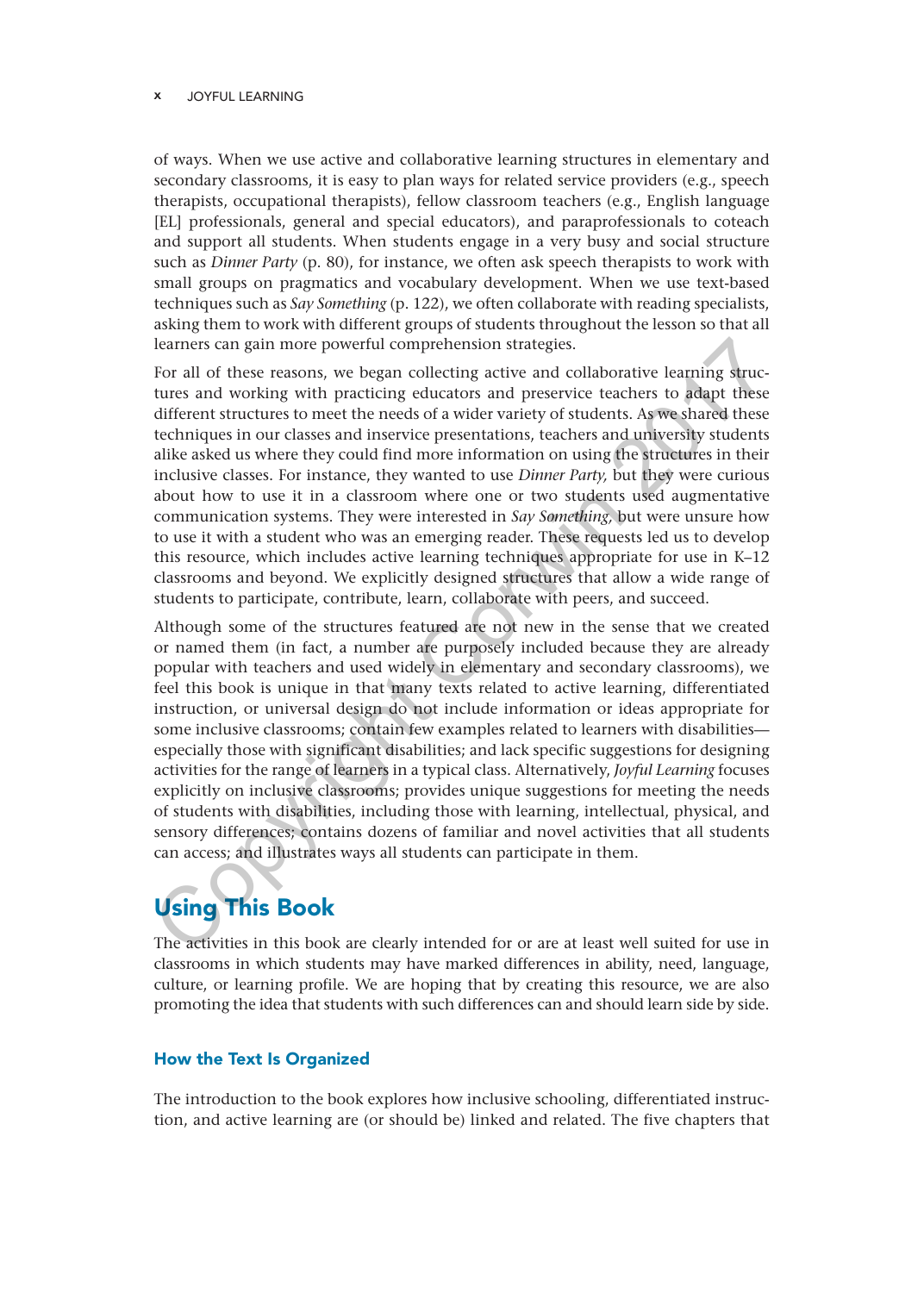of ways. When we use active and collaborative learning structures in elementary and secondary classrooms, it is easy to plan ways for related service providers (e.g., speech therapists, occupational therapists), fellow classroom teachers (e.g., English language [EL] professionals, general and special educators), and paraprofessionals to coteach and support all students. When students engage in a very busy and social structure such as *Dinner Party* (p. 80), for instance, we often ask speech therapists to work with small groups on pragmatics and vocabulary development. When we use text-based techniques such as *Say Something* (p. 122), we often collaborate with reading specialists, asking them to work with different groups of students throughout the lesson so that all learners can gain more powerful comprehension strategies.

For all of these reasons, we began collecting active and collaborative learning structures and working with practicing educators and preservice teachers to adapt these different structures to meet the needs of a wider variety of students. As we shared these techniques in our classes and inservice presentations, teachers and university students alike asked us where they could find more information on using the structures in their inclusive classes. For instance, they wanted to use *Dinner Party,* but they were curious about how to use it in a classroom where one or two students used augmentative communication systems. They were interested in *Say Something,* but were unsure how to use it with a student who was an emerging reader. These requests led us to develop this resource, which includes active learning techniques appropriate for use in K–12 classrooms and beyond. We explicitly designed structures that allow a wide range of students to participate, contribute, learn, collaborate with peers, and succeed.

Although some of the structures featured are not new in the sense that we created or named them (in fact, a number are purposely included because they are already popular with teachers and used widely in elementary and secondary classrooms), we feel this book is unique in that many texts related to active learning, differentiated instruction, or universal design do not include information or ideas appropriate for some inclusive classrooms; contain few examples related to learners with disabilities—especially those with significant disabilities; and lack specific suggestions for designing activities for the range of learners in a typical class. Alternatively, *Joyful Learning* focuses explicitly on inclusive classrooms; provides unique suggestions for meeting the needs of students with disabilities, including those with learning, intellectual, physical, and sensory differences; contains dozens of familiar and novel activities that all students can access; and illustrates ways all students can participate in them.

## Using This Book

The activities in this book are clearly intended for or are at least well suited for use in classrooms in which students may have marked differences in ability, need, language, culture, or learning profile. We are hoping that by creating this resource, we are also promoting the idea that students with such differences can and should learn side by side.

### How the Text Is Organized

The introduction to the book explores how inclusive schooling, differentiated instruction, and active learning are (or should be) linked and related. The five chapters that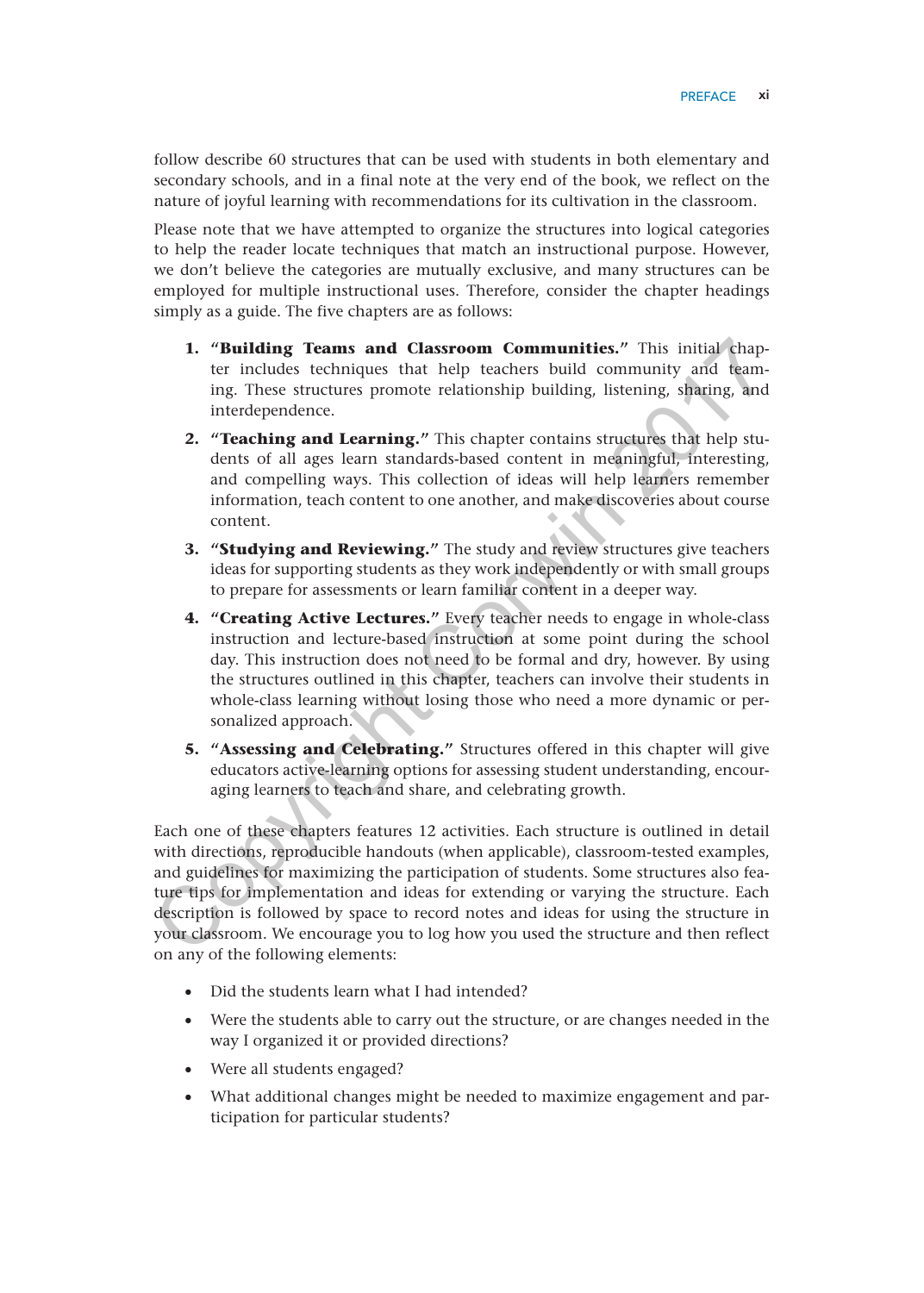follow describe 60 structures that can be used with students in both elementary and secondary schools, and in a final note at the very end of the book, we reflect on the nature of joyful learning with recommendations for its cultivation in the classroom.

Please note that we have attempted to organize the structures into logical categories to help the reader locate techniques that match an instructional purpose. However, we don't believe the categories are mutually exclusive, and many structures can be employed for multiple instructional uses. Therefore, consider the chapter headings simply as a guide. The five chapters are as follows:

1. **"Building Teams and Classroom Communities."** This initial chapter includes techniques that help teachers build community and teaming. These structures promote relationship building, listening, sharing, and interdependence.
2. **"Teaching and Learning."** This chapter contains structures that help students of all ages learn standards-based content in meaningful, interesting, and compelling ways. This collection of ideas will help learners remember information, teach content to one another, and make discoveries about course content.
3. **"Studying and Reviewing."** The study and review structures give teachers ideas for supporting students as they work independently or with small groups to prepare for assessments or learn familiar content in a deeper way.
4. **"Creating Active Lectures."** Every teacher needs to engage in whole-class instruction and lecture-based instruction at some point during the school day. This instruction does not need to be formal and dry, however. By using the structures outlined in this chapter, teachers can involve their students in whole-class learning without losing those who need a more dynamic or personalized approach.
5. **"Assessing and Celebrating."** Structures offered in this chapter will give educators active-learning options for assessing student understanding, encouraging learners to teach and share, and celebrating growth.

Each one of these chapters features 12 activities. Each structure is outlined in detail with directions, reproducible handouts (when applicable), classroom-tested examples, and guidelines for maximizing the participation of students. Some structures also feature tips for implementation and ideas for extending or varying the structure. Each description is followed by space to record notes and ideas for using the structure in your classroom. We encourage you to log how you used the structure and then reflect on any of the following elements:

- Did the students learn what I had intended?
- Were the students able to carry out the structure, or are changes needed in the way I organized it or provided directions?
- Were all students engaged?
- What additional changes might be needed to maximize engagement and participation for particular students?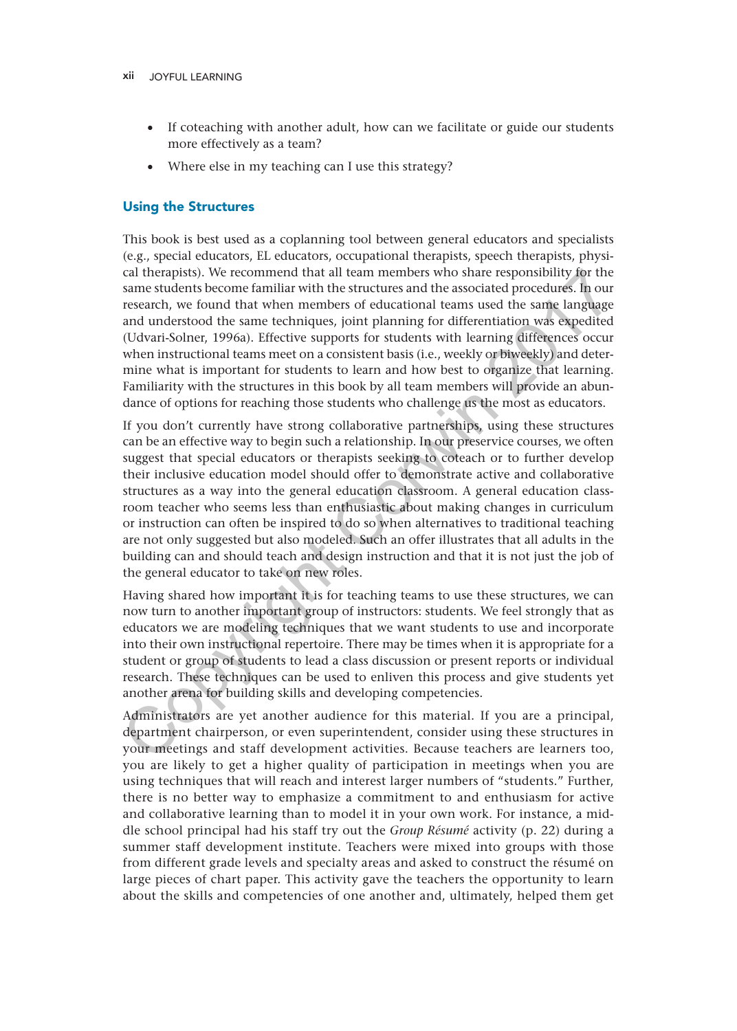- If coteaching with another adult, how can we facilitate or guide our students more effectively as a team?
- Where else in my teaching can I use this strategy?

## Using the Structures

This book is best used as a coplanning tool between general educators and specialists (e.g., special educators, EL educators, occupational therapists, speech therapists, physical therapists). We recommend that all team members who share responsibility for the same students become familiar with the structures and the associated procedures. In our research, we found that when members of educational teams used the same language and understood the same techniques, joint planning for differentiation was expedited (Udvari-Solner, 1996a). Effective supports for students with learning differences occur when instructional teams meet on a consistent basis (i.e., weekly or biweekly) and determine what is important for students to learn and how best to organize that learning. Familiarity with the structures in this book by all team members will provide an abundance of options for reaching those students who challenge us the most as educators.

If you don't currently have strong collaborative partnerships, using these structures can be an effective way to begin such a relationship. In our preservice courses, we often suggest that special educators or therapists seeking to coteach or to further develop their inclusive education model should offer to demonstrate active and collaborative structures as a way into the general education classroom. A general education classroom teacher who seems less than enthusiastic about making changes in curriculum or instruction can often be inspired to do so when alternatives to traditional teaching are not only suggested but also modeled. Such an offer illustrates that all adults in the building can and should teach and design instruction and that it is not just the job of the general educator to take on new roles.

Having shared how important it is for teaching teams to use these structures, we can now turn to another important group of instructors: students. We feel strongly that as educators we are modeling techniques that we want students to use and incorporate into their own instructional repertoire. There may be times when it is appropriate for a student or group of students to lead a class discussion or present reports or individual research. These techniques can be used to enliven this process and give students yet another arena for building skills and developing competencies.

Administrators are yet another audience for this material. If you are a principal, department chairperson, or even superintendent, consider using these structures in your meetings and staff development activities. Because teachers are learners too, you are likely to get a higher quality of participation in meetings when you are using techniques that will reach and interest larger numbers of "students." Further, there is no better way to emphasize a commitment to and enthusiasm for active and collaborative learning than to model it in your own work. For instance, a middle school principal had his staff try out the *Group Résumé* activity (p. 22) during a summer staff development institute. Teachers were mixed into groups with those from different grade levels and specialty areas and asked to construct the résumé on large pieces of chart paper. This activity gave the teachers the opportunity to learn about the skills and competencies of one another and, ultimately, helped them get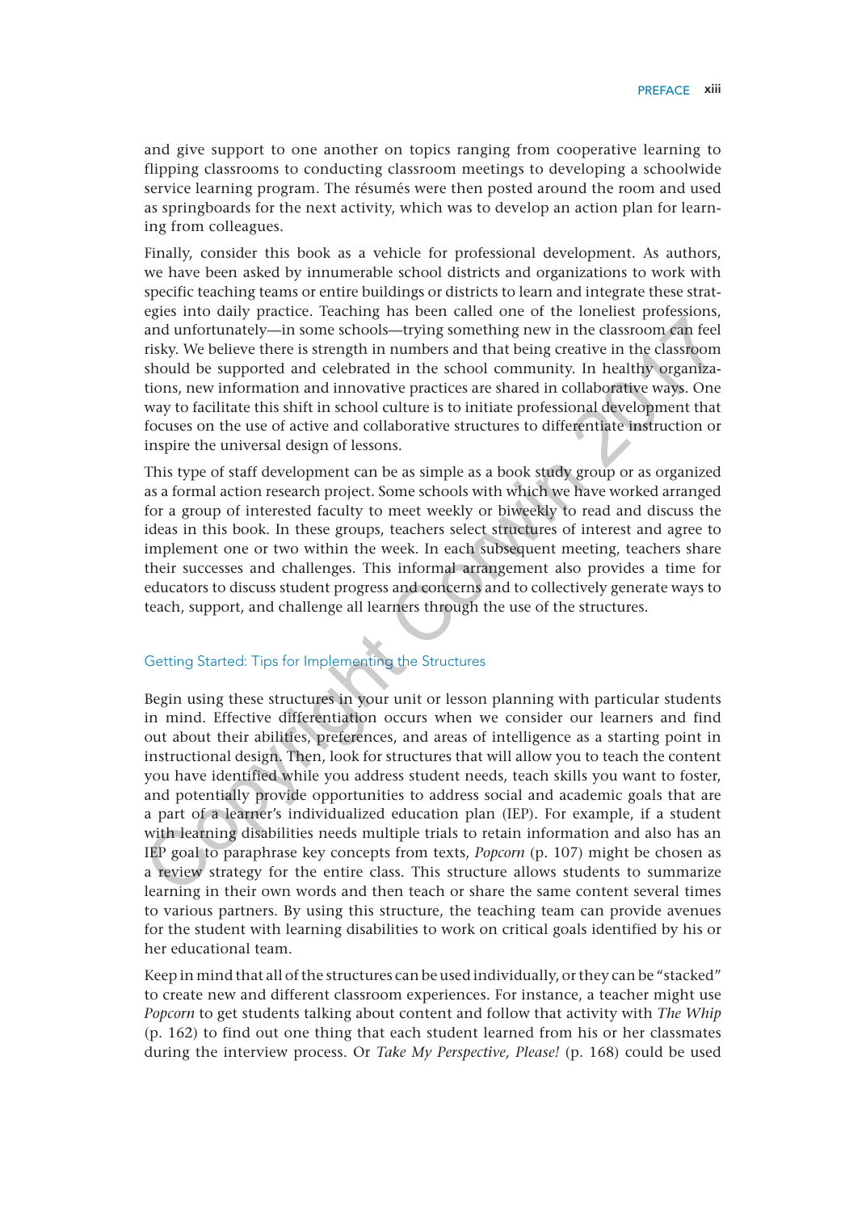and give support to one another on topics ranging from cooperative learning to flipping classrooms to conducting classroom meetings to developing a schoolwide service learning program. The résumés were then posted around the room and used as springboards for the next activity, which was to develop an action plan for learning from colleagues.

Finally, consider this book as a vehicle for professional development. As authors, we have been asked by innumerable school districts and organizations to work with specific teaching teams or entire buildings or districts to learn and integrate these strategies into daily practice. Teaching has been called one of the loneliest professions, and unfortunately—in some schools—trying something new in the classroom can feel risky. We believe there is strength in numbers and that being creative in the classroom should be supported and celebrated in the school community. In healthy organizations, new information and innovative practices are shared in collaborative ways. One way to facilitate this shift in school culture is to initiate professional development that focuses on the use of active and collaborative structures to differentiate instruction or inspire the universal design of lessons.

This type of staff development can be as simple as a book study group or as organized as a formal action research project. Some schools with which we have worked arranged for a group of interested faculty to meet weekly or biweekly to read and discuss the ideas in this book. In these groups, teachers select structures of interest and agree to implement one or two within the week. In each subsequent meeting, teachers share their successes and challenges. This informal arrangement also provides a time for educators to discuss student progress and concerns and to collectively generate ways to teach, support, and challenge all learners through the use of the structures.

## Getting Started: Tips for Implementing the Structures

Begin using these structures in your unit or lesson planning with particular students in mind. Effective differentiation occurs when we consider our learners and find out about their abilities, preferences, and areas of intelligence as a starting point in instructional design. Then, look for structures that will allow you to teach the content you have identified while you address student needs, teach skills you want to foster, and potentially provide opportunities to address social and academic goals that are a part of a learner's individualized education plan (IEP). For example, if a student with learning disabilities needs multiple trials to retain information and also has an IEP goal to paraphrase key concepts from texts, *Popcorn* (p. 107) might be chosen as a review strategy for the entire class. This structure allows students to summarize learning in their own words and then teach or share the same content several times to various partners. By using this structure, the teaching team can provide avenues for the student with learning disabilities to work on critical goals identified by his or her educational team.

Keep in mind that all of the structures can be used individually, or they can be "stacked" to create new and different classroom experiences. For instance, a teacher might use *Popcorn* to get students talking about content and follow that activity with *The Whip* (p. 162) to find out one thing that each student learned from his or her classmates during the interview process. Or *Take My Perspective, Please!* (p. 168) could be used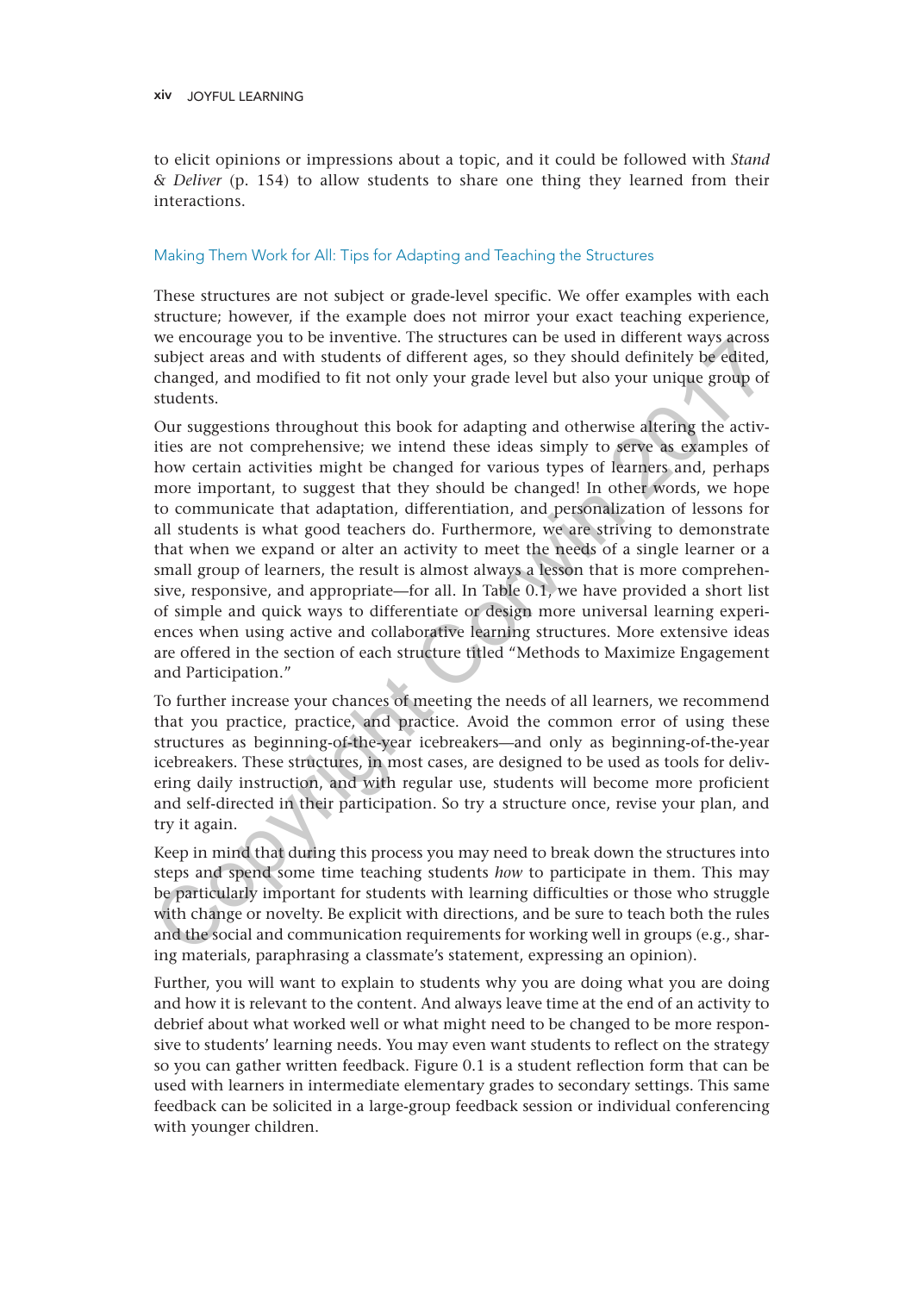to elicit opinions or impressions about a topic, and it could be followed with *Stand & Deliver* (p. 154) to allow students to share one thing they learned from their interactions.

### Making Them Work for All: Tips for Adapting and Teaching the Structures

These structures are not subject or grade-level specific. We offer examples with each structure; however, if the example does not mirror your exact teaching experience, we encourage you to be inventive. The structures can be used in different ways across subject areas and with students of different ages, so they should definitely be edited, changed, and modified to fit not only your grade level but also your unique group of students.

Our suggestions throughout this book for adapting and otherwise altering the activities are not comprehensive; we intend these ideas simply to serve as examples of how certain activities might be changed for various types of learners and, perhaps more important, to suggest that they should be changed! In other words, we hope to communicate that adaptation, differentiation, and personalization of lessons for all students is what good teachers do. Furthermore, we are striving to demonstrate that when we expand or alter an activity to meet the needs of a single learner or a small group of learners, the result is almost always a lesson that is more comprehensive, responsive, and appropriate—for all. In Table 0.1, we have provided a short list of simple and quick ways to differentiate or design more universal learning experiences when using active and collaborative learning structures. More extensive ideas are offered in the section of each structure titled "Methods to Maximize Engagement and Participation."

To further increase your chances of meeting the needs of all learners, we recommend that you practice, practice, and practice. Avoid the common error of using these structures as beginning-of-the-year icebreakers—and only as beginning-of-the-year icebreakers. These structures, in most cases, are designed to be used as tools for delivering daily instruction, and with regular use, students will become more proficient and self-directed in their participation. So try a structure once, revise your plan, and try it again.

Keep in mind that during this process you may need to break down the structures into steps and spend some time teaching students *how* to participate in them. This may be particularly important for students with learning difficulties or those who struggle with change or novelty. Be explicit with directions, and be sure to teach both the rules and the social and communication requirements for working well in groups (e.g., sharing materials, paraphrasing a classmate's statement, expressing an opinion).

Further, you will want to explain to students why you are doing what you are doing and how it is relevant to the content. And always leave time at the end of an activity to debrief about what worked well or what might need to be changed to be more responsive to students' learning needs. You may even want students to reflect on the strategy so you can gather written feedback. Figure 0.1 is a student reflection form that can be used with learners in intermediate elementary grades to secondary settings. This same feedback can be solicited in a large-group feedback session or individual conferencing with younger children.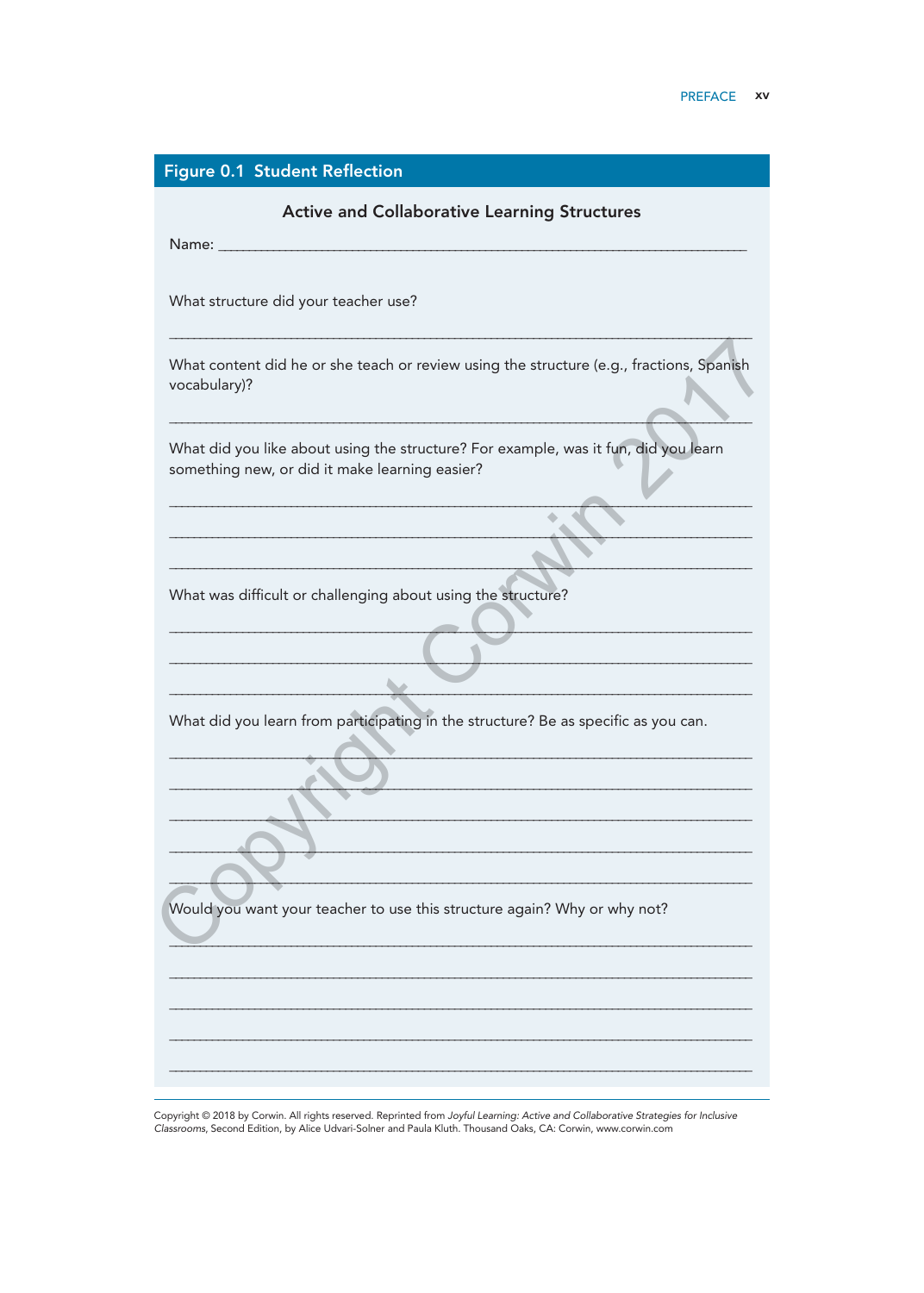## Figure 0.1 Student Reflection

### Active and Collaborative Learning Structures

Name: ___________________________________________________________________________

What structure did your teacher use?

___________________________________________________________________________

What content did he or she teach or review using the structure (e.g., fractions, Spanish vocabulary)?

___________________________________________________________________________

What did you like about using the structure? For example, was it fun, did you learn something new, or did it make learning easier?

___________________________________________________________________________

___________________________________________________________________________

___________________________________________________________________________

What was difficult or challenging about using the structure?

___________________________________________________________________________

___________________________________________________________________________

___________________________________________________________________________

What did you learn from participating in the structure? Be as specific as you can.

___________________________________________________________________________

___________________________________________________________________________

___________________________________________________________________________

___________________________________________________________________________

___________________________________________________________________________

Would you want your teacher to use this structure again? Why or why not?

___________________________________________________________________________

___________________________________________________________________________

___________________________________________________________________________

___________________________________________________________________________

___________________________________________________________________________

Copyright © 2018 by Corwin. All rights reserved. Reprinted from *Joyful Learning: Active and Collaborative Strategies for Inclusive Classrooms*, Second Edition, by Alice Udvari-Solner and Paula Kluth. Thousand Oaks, CA: Corwin, www.corwin.com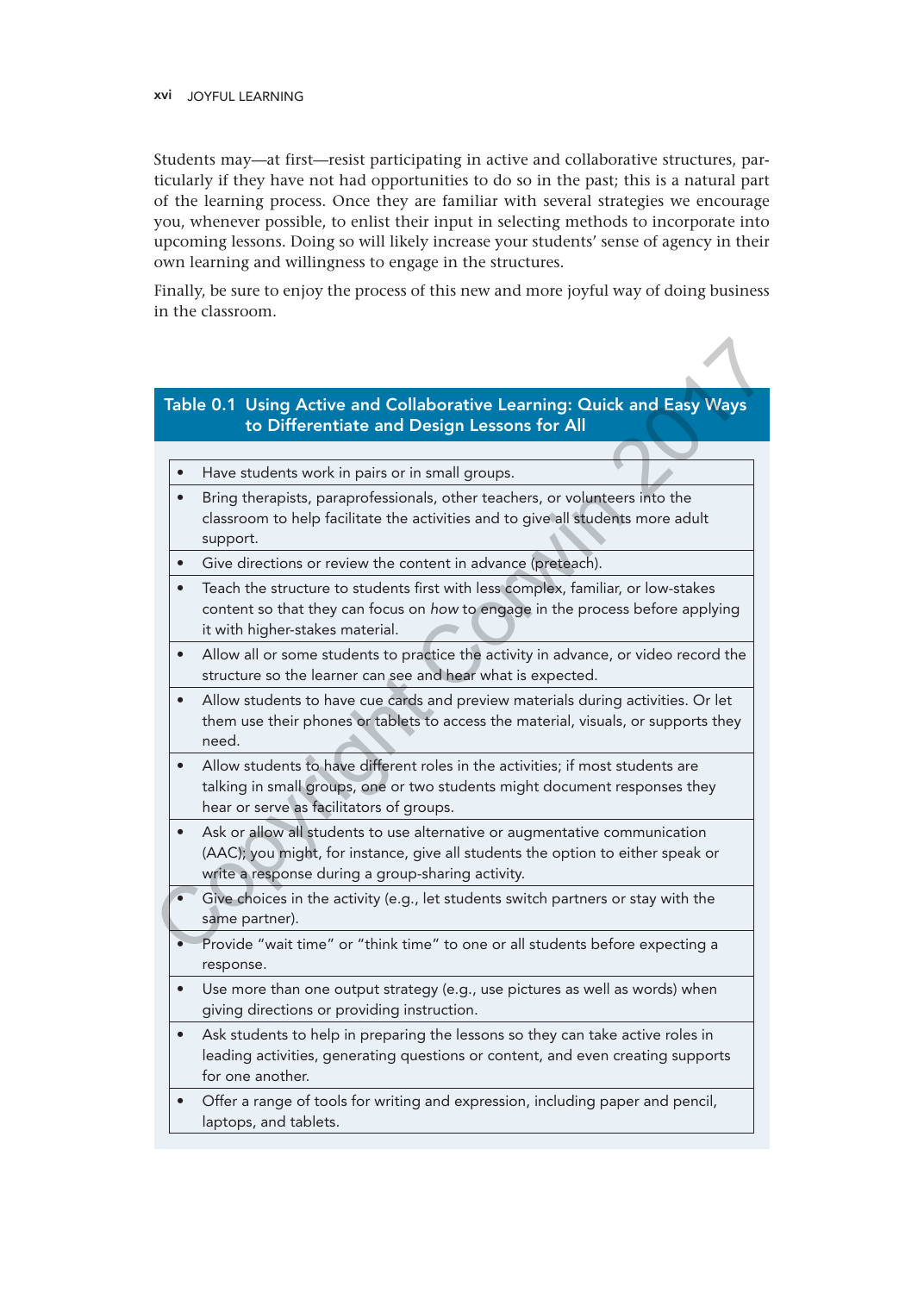Students may—at first—resist participating in active and collaborative structures, particularly if they have not had opportunities to do so in the past; this is a natural part of the learning process. Once they are familiar with several strategies we encourage you, whenever possible, to enlist their input in selecting methods to incorporate into upcoming lessons. Doing so will likely increase your students' sense of agency in their own learning and willingness to engage in the structures.

Finally, be sure to enjoy the process of this new and more joyful way of doing business in the classroom.

**Table 0.1 Using Active and Collaborative Learning: Quick and Easy Ways to Differentiate and Design Lessons for All**

| |
|---|
| • Have students work in pairs or in small groups. |
| • Bring therapists, paraprofessionals, other teachers, or volunteers into the classroom to help facilitate the activities and to give all students more adult support. |
| • Give directions or review the content in advance (preteach). |
| • Teach the structure to students first with less complex, familiar, or low-stakes content so that they can focus on *how* to engage in the process before applying it with higher-stakes material. |
| • Allow all or some students to practice the activity in advance, or video record the structure so the learner can see and hear what is expected. |
| • Allow students to have cue cards and preview materials during activities. Or let them use their phones or tablets to access the material, visuals, or supports they need. |
| • Allow students to have different roles in the activities; if most students are talking in small groups, one or two students might document responses they hear or serve as facilitators of groups. |
| • Ask or allow all students to use alternative or augmentative communication (AAC); you might, for instance, give all students the option to either speak or write a response during a group-sharing activity. |
| • Give choices in the activity (e.g., let students switch partners or stay with the same partner). |
| • Provide "wait time" or "think time" to one or all students before expecting a response. |
| • Use more than one output strategy (e.g., use pictures as well as words) when giving directions or providing instruction. |
| • Ask students to help in preparing the lessons so they can take active roles in leading activities, generating questions or content, and even creating supports for one another. |
| • Offer a range of tools for writing and expression, including paper and pencil, laptops, and tablets. |